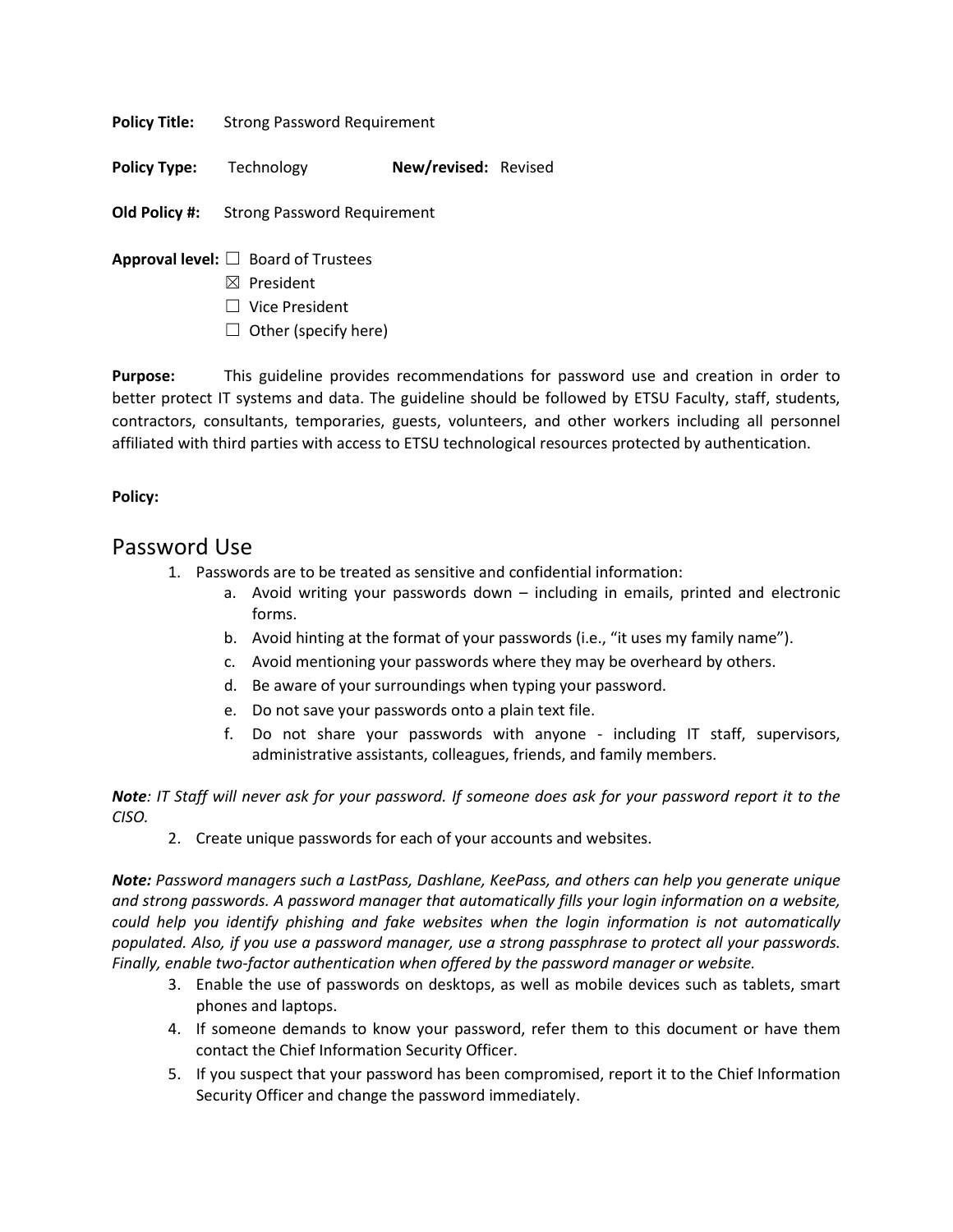**Policy Title:** Strong Password Requirement

**Policy Type:** Technology **New/revised:** Revised

**Old Policy #:** Strong Password Requirement

**Approval level:**
- ☐ Board of Trustees
- ☒ President
- ☐ Vice President
- ☐ Other (specify here)

**Purpose:** This guideline provides recommendations for password use and creation in order to better protect IT systems and data. The guideline should be followed by ETSU Faculty, staff, students, contractors, consultants, temporaries, guests, volunteers, and other workers including all personnel affiliated with third parties with access to ETSU technological resources protected by authentication.

**Policy:**

# Password Use

1. Passwords are to be treated as sensitive and confidential information:
    a. Avoid writing your passwords down – including in emails, printed and electronic forms.
    b. Avoid hinting at the format of your passwords (i.e., "it uses my family name").
    c. Avoid mentioning your passwords where they may be overheard by others.
    d. Be aware of your surroundings when typing your password.
    e. Do not save your passwords onto a plain text file.
    f. Do not share your passwords with anyone - including IT staff, supervisors, administrative assistants, colleagues, friends, and family members.

***Note**: IT Staff will never ask for your password. If someone does ask for your password report it to the CISO.*

2. Create unique passwords for each of your accounts and websites.

***Note:** Password managers such a LastPass, Dashlane, KeePass, and others can help you generate unique and strong passwords. A password manager that automatically fills your login information on a website, could help you identify phishing and fake websites when the login information is not automatically populated. Also, if you use a password manager, use a strong passphrase to protect all your passwords. Finally, enable two-factor authentication when offered by the password manager or website.*

3. Enable the use of passwords on desktops, as well as mobile devices such as tablets, smart phones and laptops.
4. If someone demands to know your password, refer them to this document or have them contact the Chief Information Security Officer.
5. If you suspect that your password has been compromised, report it to the Chief Information Security Officer and change the password immediately.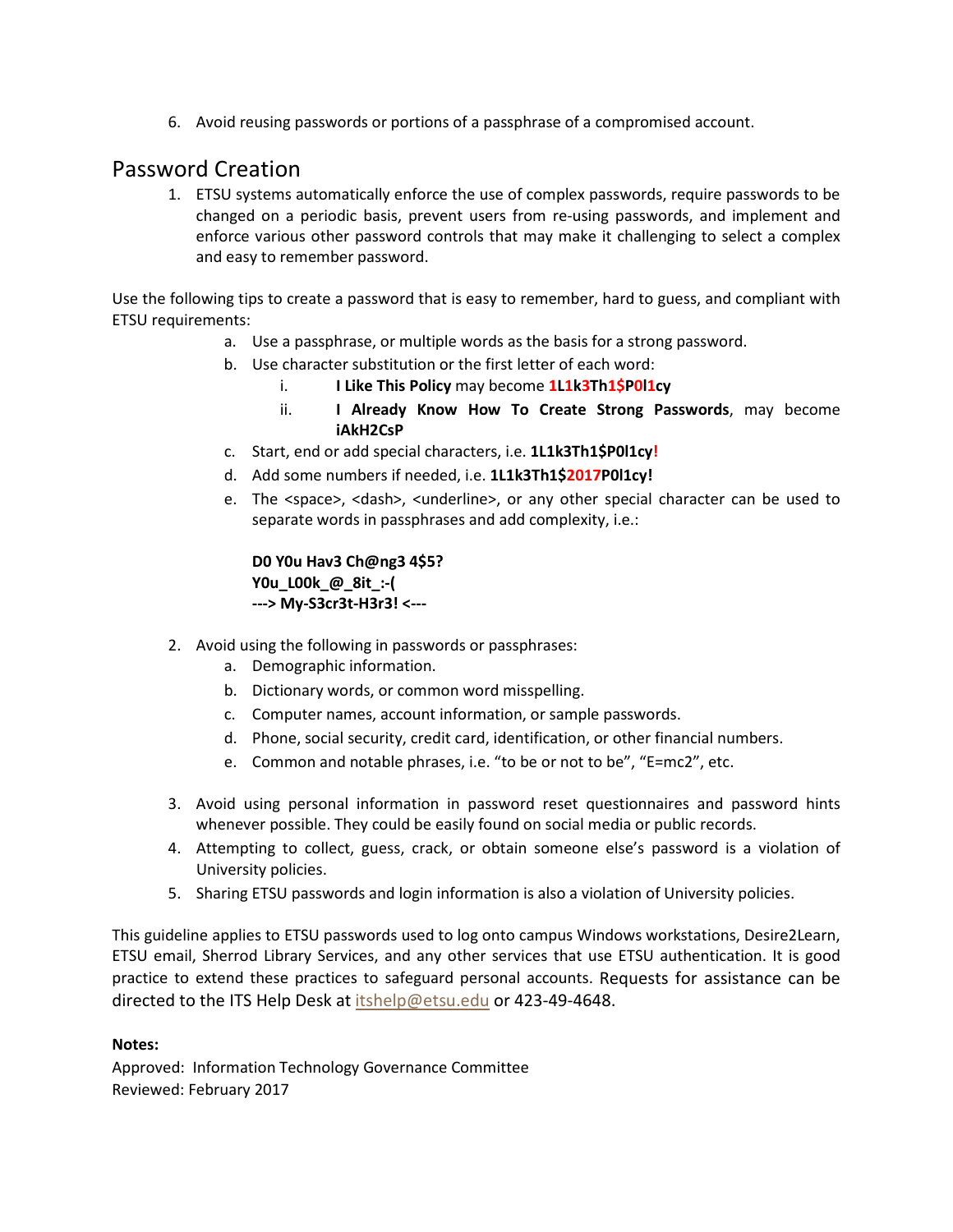6. Avoid reusing passwords or portions of a passphrase of a compromised account.

## Password Creation

1. ETSU systems automatically enforce the use of complex passwords, require passwords to be changed on a periodic basis, prevent users from re-using passwords, and implement and enforce various other password controls that may make it challenging to select a complex and easy to remember password.

Use the following tips to create a password that is easy to remember, hard to guess, and compliant with ETSU requirements:

   a. Use a passphrase, or multiple words as the basis for a strong password.
   b. Use character substitution or the first letter of each word:
      i. **I Like This Policy** may become **1L1k3Th1$P0l1cy**
      ii. **I Already Know How To Create Strong Passwords**, may become **iAkH2CsP**
   c. Start, end or add special characters, i.e. **1L1k3Th1$P0l1cy!**
   d. Add some numbers if needed, i.e. **1L1k3Th1$2017P0l1cy!**
   e. The <space>, <dash>, <underline>, or any other special character can be used to separate words in passphrases and add complexity, i.e.:

      **D0 Y0u Hav3 Ch@ng3 4$5?**
      **Y0u_L00k_@_8it_:-(**
      **---> My-S3cr3t-H3r3! <---**

2. Avoid using the following in passwords or passphrases:
   a. Demographic information.
   b. Dictionary words, or common word misspelling.
   c. Computer names, account information, or sample passwords.
   d. Phone, social security, credit card, identification, or other financial numbers.
   e. Common and notable phrases, i.e. "to be or not to be", "E=mc2", etc.

3. Avoid using personal information in password reset questionnaires and password hints whenever possible. They could be easily found on social media or public records.
4. Attempting to collect, guess, crack, or obtain someone else's password is a violation of University policies.
5. Sharing ETSU passwords and login information is also a violation of University policies.

This guideline applies to ETSU passwords used to log onto campus Windows workstations, Desire2Learn, ETSU email, Sherrod Library Services, and any other services that use ETSU authentication. It is good practice to extend these practices to safeguard personal accounts. Requests for assistance can be directed to the ITS Help Desk at itshelp@etsu.edu or 423-49-4648.

**Notes:**
Approved: Information Technology Governance Committee
Reviewed: February 2017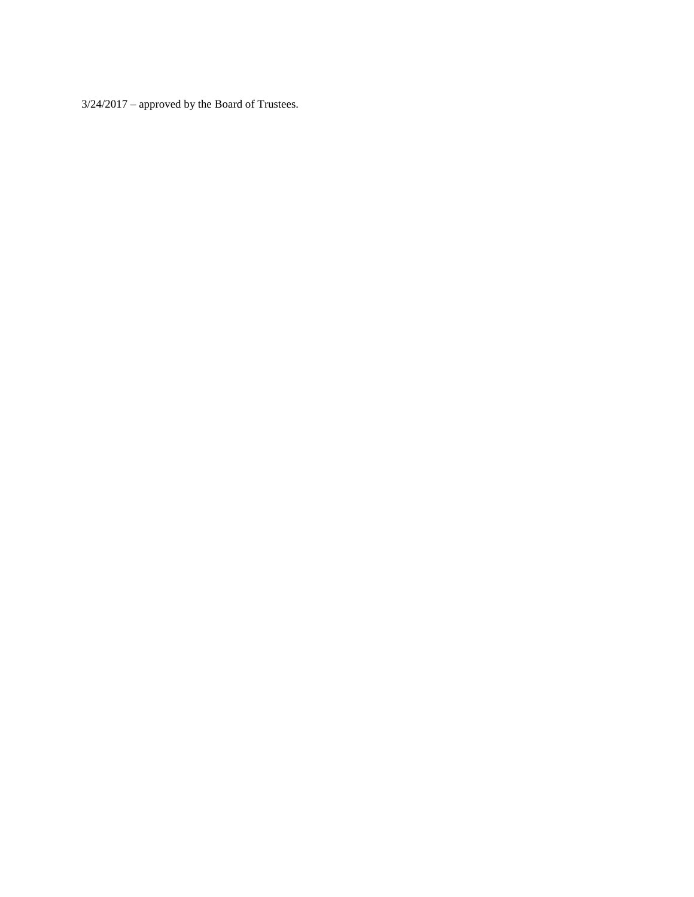3/24/2017 – approved by the Board of Trustees.